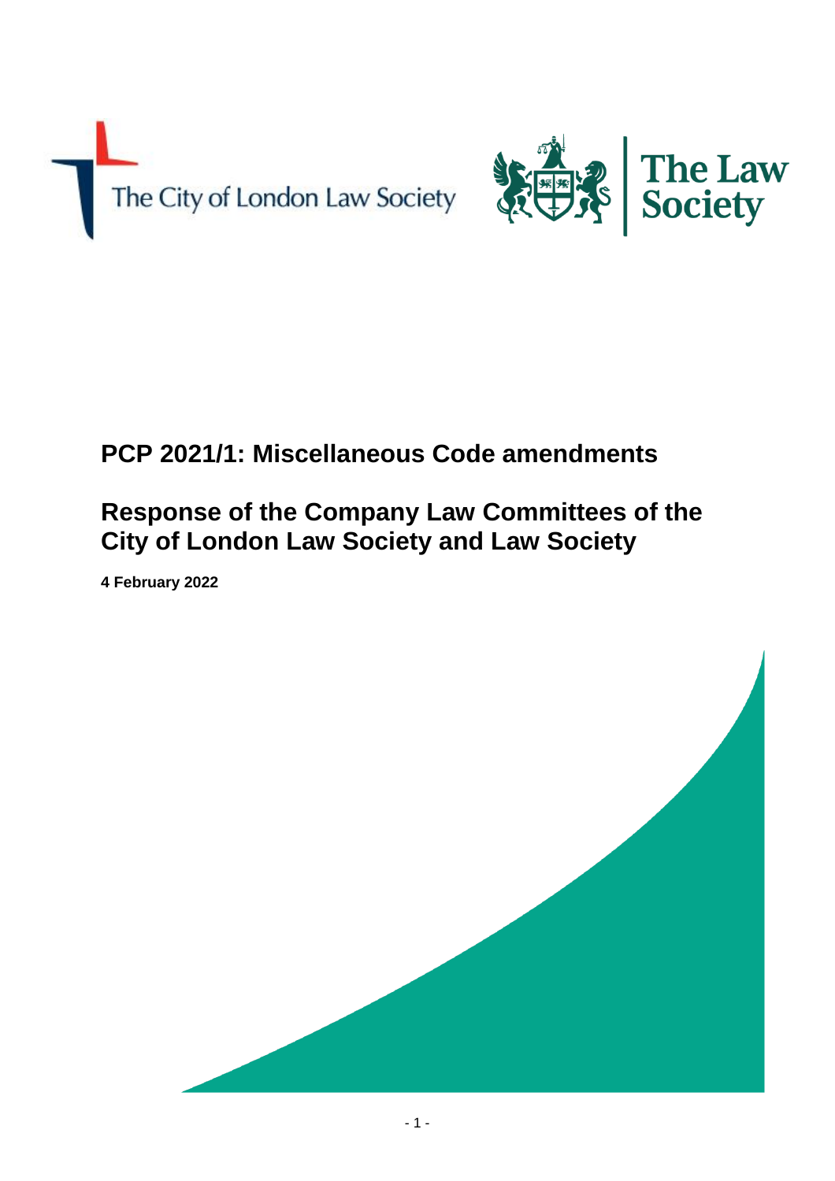The City of London Law Society

The Law Society

# PCP 2021/1: Miscellaneous Code amendments

## Response of the Company Law Committees of the City of London Law Society and Law Society

**4 February 2022**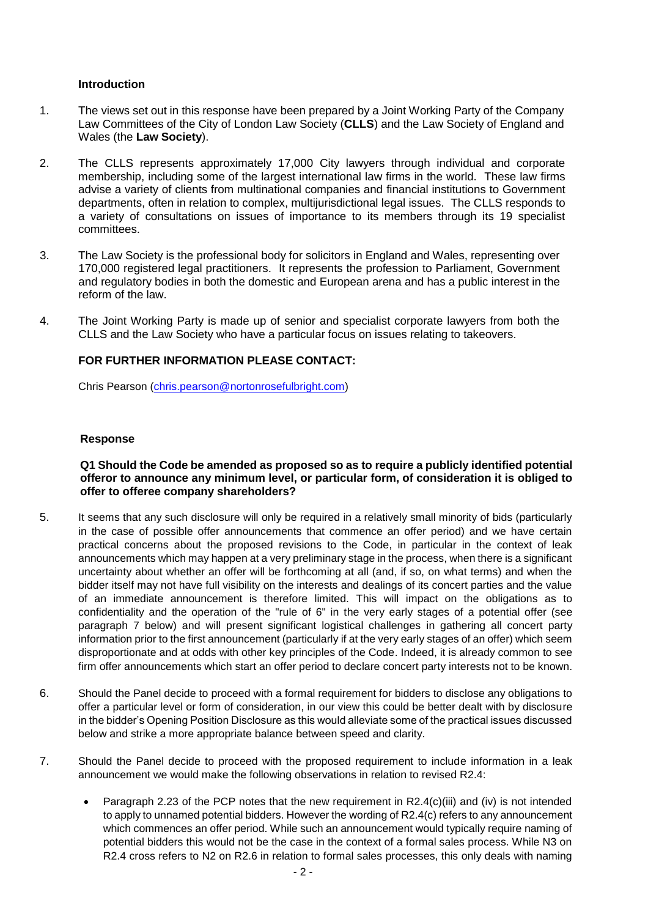## Introduction

1. The views set out in this response have been prepared by a Joint Working Party of the Company Law Committees of the City of London Law Society (**CLLS**) and the Law Society of England and Wales (the **Law Society**).

2. The CLLS represents approximately 17,000 City lawyers through individual and corporate membership, including some of the largest international law firms in the world. These law firms advise a variety of clients from multinational companies and financial institutions to Government departments, often in relation to complex, multijurisdictional legal issues. The CLLS responds to a variety of consultations on issues of importance to its members through its 19 specialist committees.

3. The Law Society is the professional body for solicitors in England and Wales, representing over 170,000 registered legal practitioners. It represents the profession to Parliament, Government and regulatory bodies in both the domestic and European arena and has a public interest in the reform of the law.

4. The Joint Working Party is made up of senior and specialist corporate lawyers from both the CLLS and the Law Society who have a particular focus on issues relating to takeovers.

**FOR FURTHER INFORMATION PLEASE CONTACT:**

Chris Pearson (chris.pearson@nortonrosefulbright.com)

## Response

**Q1 Should the Code be amended as proposed so as to require a publicly identified potential offeror to announce any minimum level, or particular form, of consideration it is obliged to offer to offeree company shareholders?**

5. It seems that any such disclosure will only be required in a relatively small minority of bids (particularly in the case of possible offer announcements that commence an offer period) and we have certain practical concerns about the proposed revisions to the Code, in particular in the context of leak announcements which may happen at a very preliminary stage in the process, when there is a significant uncertainty about whether an offer will be forthcoming at all (and, if so, on what terms) and when the bidder itself may not have full visibility on the interests and dealings of its concert parties and the value of an immediate announcement is therefore limited. This will impact on the obligations as to confidentiality and the operation of the "rule of 6" in the very early stages of a potential offer (see paragraph 7 below) and will present significant logistical challenges in gathering all concert party information prior to the first announcement (particularly if at the very early stages of an offer) which seem disproportionate and at odds with other key principles of the Code. Indeed, it is already common to see firm offer announcements which start an offer period to declare concert party interests not to be known.

6. Should the Panel decide to proceed with a formal requirement for bidders to disclose any obligations to offer a particular level or form of consideration, in our view this could be better dealt with by disclosure in the bidder's Opening Position Disclosure as this would alleviate some of the practical issues discussed below and strike a more appropriate balance between speed and clarity.

7. Should the Panel decide to proceed with the proposed requirement to include information in a leak announcement we would make the following observations in relation to revised R2.4:

   - Paragraph 2.23 of the PCP notes that the new requirement in R2.4(c)(iii) and (iv) is not intended to apply to unnamed potential bidders. However the wording of R2.4(c) refers to any announcement which commences an offer period. While such an announcement would typically require naming of potential bidders this would not be the case in the context of a formal sales process. While N3 on R2.4 cross refers to N2 on R2.6 in relation to formal sales processes, this only deals with naming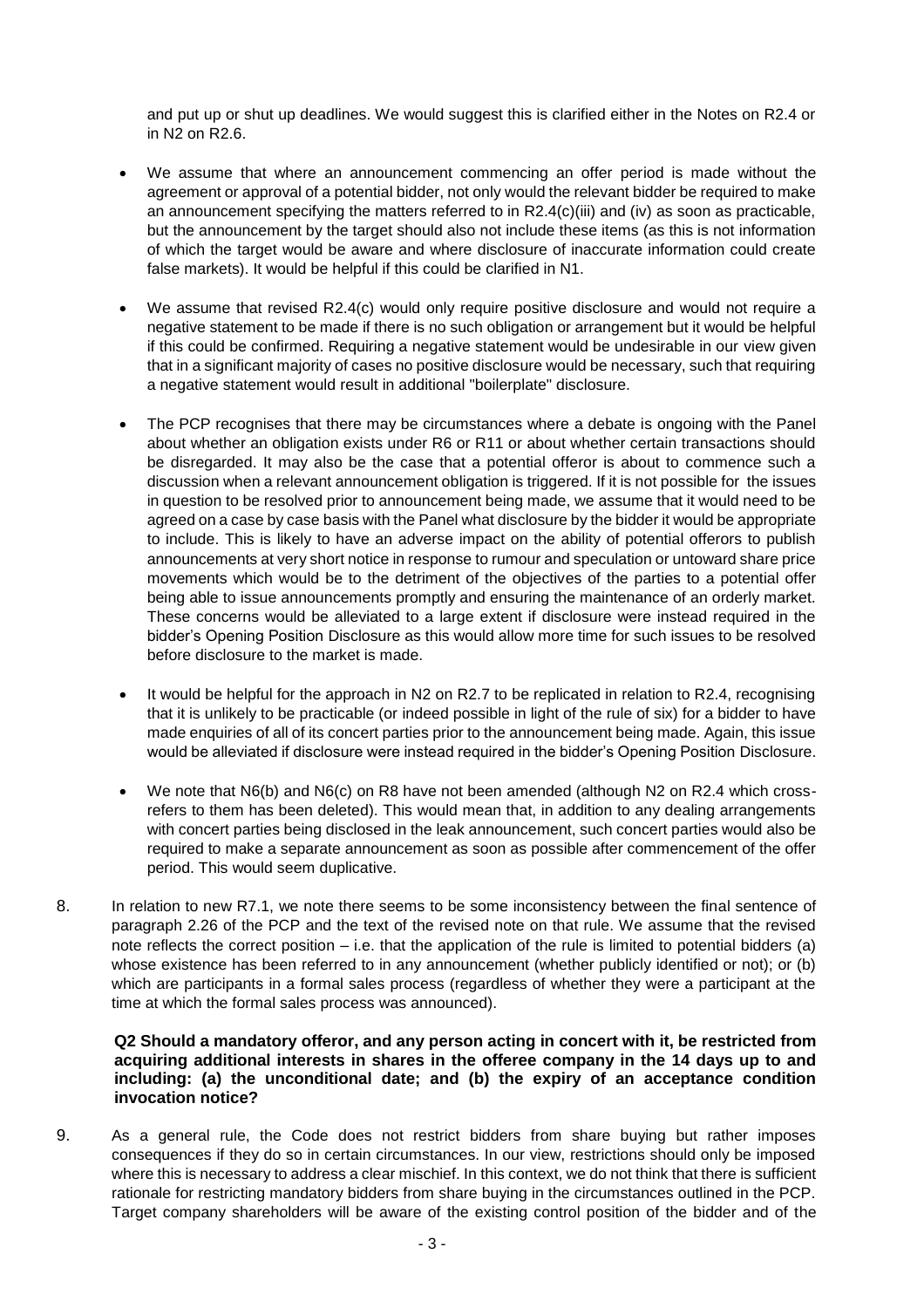and put up or shut up deadlines. We would suggest this is clarified either in the Notes on R2.4 or in N2 on R2.6.

- We assume that where an announcement commencing an offer period is made without the agreement or approval of a potential bidder, not only would the relevant bidder be required to make an announcement specifying the matters referred to in R2.4(c)(iii) and (iv) as soon as practicable, but the announcement by the target should also not include these items (as this is not information of which the target would be aware and where disclosure of inaccurate information could create false markets). It would be helpful if this could be clarified in N1.

- We assume that revised R2.4(c) would only require positive disclosure and would not require a negative statement to be made if there is no such obligation or arrangement but it would be helpful if this could be confirmed. Requiring a negative statement would be undesirable in our view given that in a significant majority of cases no positive disclosure would be necessary, such that requiring a negative statement would result in additional "boilerplate" disclosure.

- The PCP recognises that there may be circumstances where a debate is ongoing with the Panel about whether an obligation exists under R6 or R11 or about whether certain transactions should be disregarded. It may also be the case that a potential offeror is about to commence such a discussion when a relevant announcement obligation is triggered. If it is not possible for the issues in question to be resolved prior to announcement being made, we assume that it would need to be agreed on a case by case basis with the Panel what disclosure by the bidder it would be appropriate to include. This is likely to have an adverse impact on the ability of potential offerors to publish announcements at very short notice in response to rumour and speculation or untoward share price movements which would be to the detriment of the objectives of the parties to a potential offer being able to issue announcements promptly and ensuring the maintenance of an orderly market. These concerns would be alleviated to a large extent if disclosure were instead required in the bidder's Opening Position Disclosure as this would allow more time for such issues to be resolved before disclosure to the market is made.

- It would be helpful for the approach in N2 on R2.7 to be replicated in relation to R2.4, recognising that it is unlikely to be practicable (or indeed possible in light of the rule of six) for a bidder to have made enquiries of all of its concert parties prior to the announcement being made. Again, this issue would be alleviated if disclosure were instead required in the bidder's Opening Position Disclosure.

- We note that N6(b) and N6(c) on R8 have not been amended (although N2 on R2.4 which cross-refers to them has been deleted). This would mean that, in addition to any dealing arrangements with concert parties being disclosed in the leak announcement, such concert parties would also be required to make a separate announcement as soon as possible after commencement of the offer period. This would seem duplicative.

8. In relation to new R7.1, we note there seems to be some inconsistency between the final sentence of paragraph 2.26 of the PCP and the text of the revised note on that rule. We assume that the revised note reflects the correct position – i.e. that the application of the rule is limited to potential bidders (a) whose existence has been referred to in any announcement (whether publicly identified or not); or (b) which are participants in a formal sales process (regardless of whether they were a participant at the time at which the formal sales process was announced).

**Q2 Should a mandatory offeror, and any person acting in concert with it, be restricted from acquiring additional interests in shares in the offeree company in the 14 days up to and including: (a) the unconditional date; and (b) the expiry of an acceptance condition invocation notice?**

9. As a general rule, the Code does not restrict bidders from share buying but rather imposes consequences if they do so in certain circumstances. In our view, restrictions should only be imposed where this is necessary to address a clear mischief. In this context, we do not think that there is sufficient rationale for restricting mandatory bidders from share buying in the circumstances outlined in the PCP. Target company shareholders will be aware of the existing control position of the bidder and of the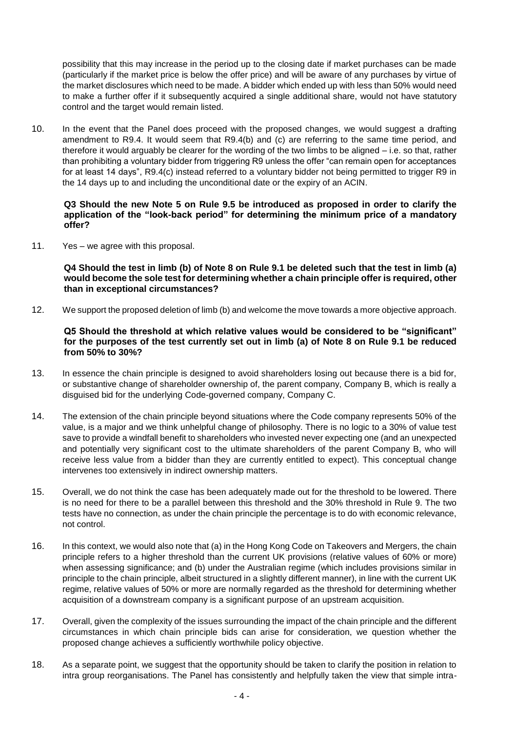possibility that this may increase in the period up to the closing date if market purchases can be made (particularly if the market price is below the offer price) and will be aware of any purchases by virtue of the market disclosures which need to be made. A bidder which ended up with less than 50% would need to make a further offer if it subsequently acquired a single additional share, would not have statutory control and the target would remain listed.

10. In the event that the Panel does proceed with the proposed changes, we would suggest a drafting amendment to R9.4. It would seem that R9.4(b) and (c) are referring to the same time period, and therefore it would arguably be clearer for the wording of the two limbs to be aligned – i.e. so that, rather than prohibiting a voluntary bidder from triggering R9 unless the offer "can remain open for acceptances for at least 14 days", R9.4(c) instead referred to a voluntary bidder not being permitted to trigger R9 in the 14 days up to and including the unconditional date or the expiry of an ACIN.

**Q3 Should the new Note 5 on Rule 9.5 be introduced as proposed in order to clarify the application of the "look-back period" for determining the minimum price of a mandatory offer?**

11. Yes – we agree with this proposal.

**Q4 Should the test in limb (b) of Note 8 on Rule 9.1 be deleted such that the test in limb (a) would become the sole test for determining whether a chain principle offer is required, other than in exceptional circumstances?**

12. We support the proposed deletion of limb (b) and welcome the move towards a more objective approach.

**Q5 Should the threshold at which relative values would be considered to be "significant" for the purposes of the test currently set out in limb (a) of Note 8 on Rule 9.1 be reduced from 50% to 30%?**

13. In essence the chain principle is designed to avoid shareholders losing out because there is a bid for, or substantive change of shareholder ownership of, the parent company, Company B, which is really a disguised bid for the underlying Code-governed company, Company C.

14. The extension of the chain principle beyond situations where the Code company represents 50% of the value, is a major and we think unhelpful change of philosophy. There is no logic to a 30% of value test save to provide a windfall benefit to shareholders who invested never expecting one (and an unexpected and potentially very significant cost to the ultimate shareholders of the parent Company B, who will receive less value from a bidder than they are currently entitled to expect). This conceptual change intervenes too extensively in indirect ownership matters.

15. Overall, we do not think the case has been adequately made out for the threshold to be lowered. There is no need for there to be a parallel between this threshold and the 30% threshold in Rule 9. The two tests have no connection, as under the chain principle the percentage is to do with economic relevance, not control.

16. In this context, we would also note that (a) in the Hong Kong Code on Takeovers and Mergers, the chain principle refers to a higher threshold than the current UK provisions (relative values of 60% or more) when assessing significance; and (b) under the Australian regime (which includes provisions similar in principle to the chain principle, albeit structured in a slightly different manner), in line with the current UK regime, relative values of 50% or more are normally regarded as the threshold for determining whether acquisition of a downstream company is a significant purpose of an upstream acquisition.

17. Overall, given the complexity of the issues surrounding the impact of the chain principle and the different circumstances in which chain principle bids can arise for consideration, we question whether the proposed change achieves a sufficiently worthwhile policy objective.

18. As a separate point, we suggest that the opportunity should be taken to clarify the position in relation to intra group reorganisations. The Panel has consistently and helpfully taken the view that simple intra-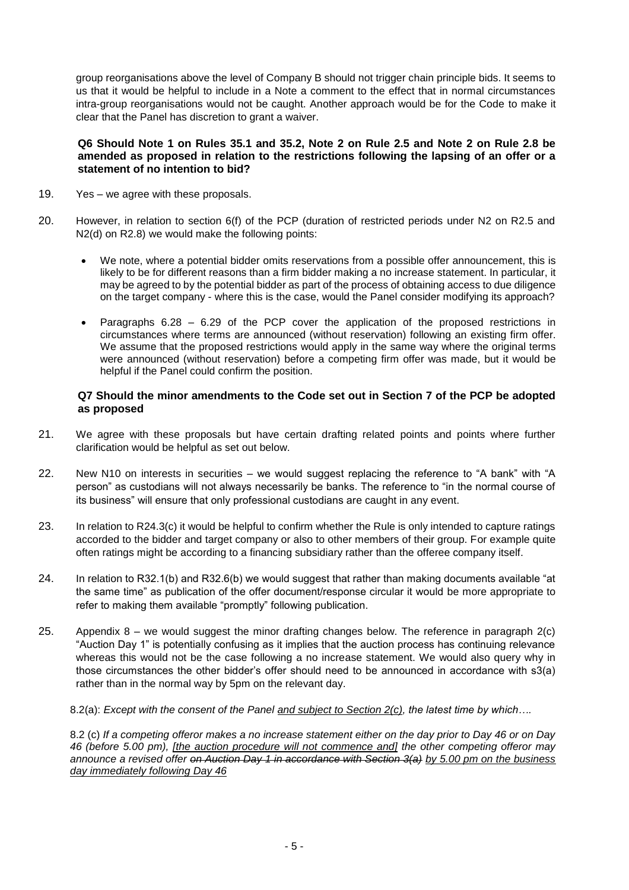group reorganisations above the level of Company B should not trigger chain principle bids. It seems to us that it would be helpful to include in a Note a comment to the effect that in normal circumstances intra-group reorganisations would not be caught. Another approach would be for the Code to make it clear that the Panel has discretion to grant a waiver.

**Q6 Should Note 1 on Rules 35.1 and 35.2, Note 2 on Rule 2.5 and Note 2 on Rule 2.8 be amended as proposed in relation to the restrictions following the lapsing of an offer or a statement of no intention to bid?**

19. Yes – we agree with these proposals.

20. However, in relation to section 6(f) of the PCP (duration of restricted periods under N2 on R2.5 and N2(d) on R2.8) we would make the following points:

   - We note, where a potential bidder omits reservations from a possible offer announcement, this is likely to be for different reasons than a firm bidder making a no increase statement. In particular, it may be agreed to by the potential bidder as part of the process of obtaining access to due diligence on the target company - where this is the case, would the Panel consider modifying its approach?

   - Paragraphs 6.28 – 6.29 of the PCP cover the application of the proposed restrictions in circumstances where terms are announced (without reservation) following an existing firm offer. We assume that the proposed restrictions would apply in the same way where the original terms were announced (without reservation) before a competing firm offer was made, but it would be helpful if the Panel could confirm the position.

**Q7 Should the minor amendments to the Code set out in Section 7 of the PCP be adopted as proposed**

21. We agree with these proposals but have certain drafting related points and points where further clarification would be helpful as set out below.

22. New N10 on interests in securities – we would suggest replacing the reference to "A bank" with "A person" as custodians will not always necessarily be banks. The reference to "in the normal course of its business" will ensure that only professional custodians are caught in any event.

23. In relation to R24.3(c) it would be helpful to confirm whether the Rule is only intended to capture ratings accorded to the bidder and target company or also to other members of their group. For example quite often ratings might be according to a financing subsidiary rather than the offeree company itself.

24. In relation to R32.1(b) and R32.6(b) we would suggest that rather than making documents available "at the same time" as publication of the offer document/response circular it would be more appropriate to refer to making them available "promptly" following publication.

25. Appendix 8 – we would suggest the minor drafting changes below. The reference in paragraph 2(c) "Auction Day 1" is potentially confusing as it implies that the auction process has continuing relevance whereas this would not be the case following a no increase statement. We would also query why in those circumstances the other bidder's offer should need to be announced in accordance with s3(a) rather than in the normal way by 5pm on the relevant day.

   8.2(a): *Except with the consent of the Panel <u>and subject to Section 2(c)</u>, the latest time by which….*

   8.2 (c) *If a competing offeror makes a no increase statement either on the day prior to Day 46 or on Day 46 (before 5.00 pm), <u>[the auction procedure will not commence and]</u> the other competing offeror may announce a revised offer ~~on Auction Day 1 in accordance with Section 3(a)~~ <u>by 5.00 pm on the business day immediately following Day 46</u>*